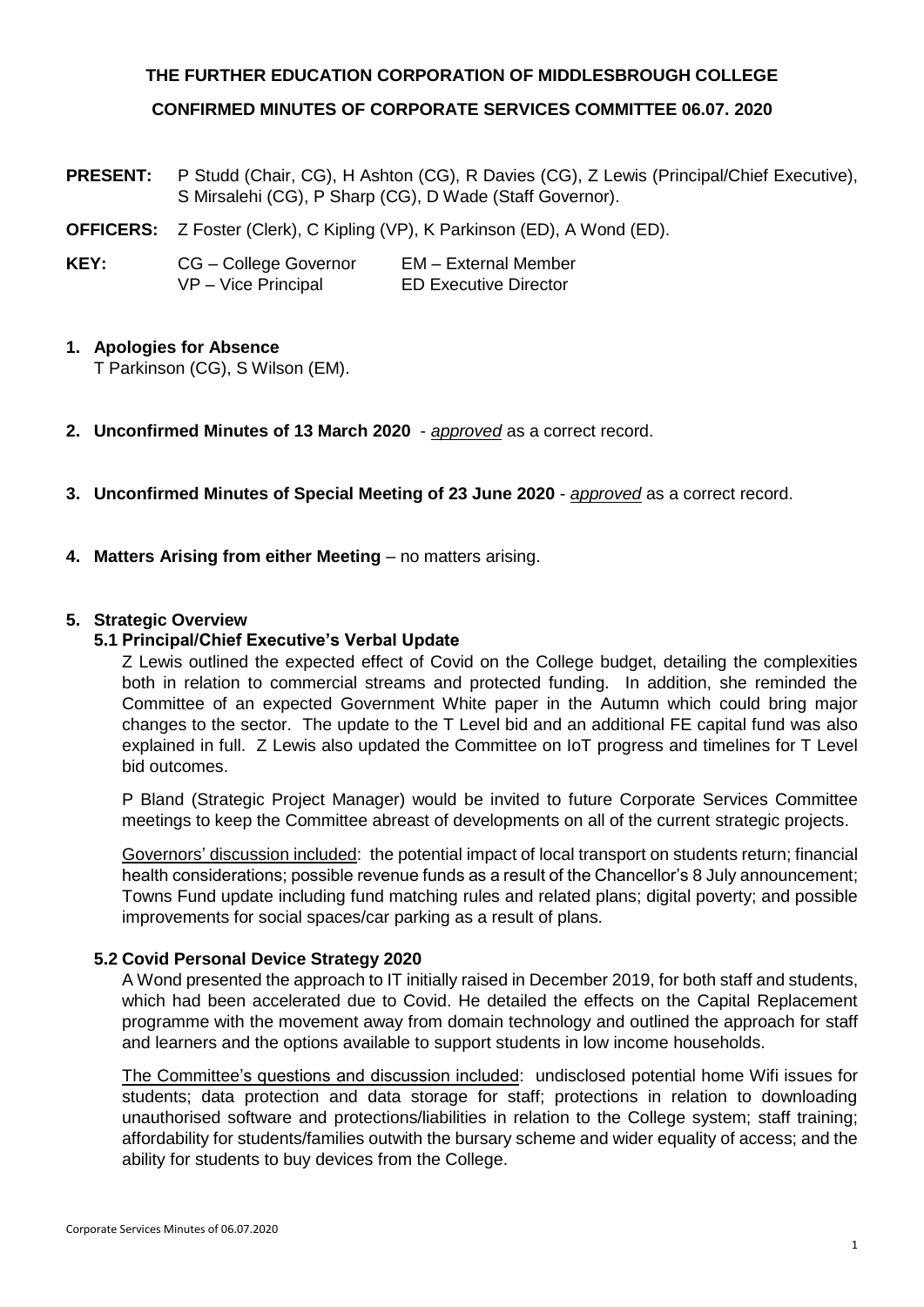**THE FURTHER EDUCATION CORPORATION OF MIDDLESBROUGH COLLEGE**

**CONFIRMED MINUTES OF CORPORATE SERVICES COMMITTEE 06.07. 2020**

**PRESENT:** P Studd (Chair, CG), H Ashton (CG), R Davies (CG), Z Lewis (Principal/Chief Executive), S Mirsalehi (CG), P Sharp (CG), D Wade (Staff Governor).

**OFFICERS:** Z Foster (Clerk), C Kipling (VP), K Parkinson (ED), A Wond (ED).

**KEY:**

| | |
|---|---|
| CG – College Governor | EM – External Member |
| VP – Vice Principal | ED Executive Director |

**1. Apologies for Absence**

T Parkinson (CG), S Wilson (EM).

**2. Unconfirmed Minutes of 13 March 2020** - *approved* as a correct record.

**3. Unconfirmed Minutes of Special Meeting of 23 June 2020** - *approved* as a correct record.

**4. Matters Arising from either Meeting** – no matters arising.

**5. Strategic Overview**

**5.1 Principal/Chief Executive's Verbal Update**

Z Lewis outlined the expected effect of Covid on the College budget, detailing the complexities both in relation to commercial streams and protected funding. In addition, she reminded the Committee of an expected Government White paper in the Autumn which could bring major changes to the sector. The update to the T Level bid and an additional FE capital fund was also explained in full. Z Lewis also updated the Committee on IoT progress and timelines for T Level bid outcomes.

P Bland (Strategic Project Manager) would be invited to future Corporate Services Committee meetings to keep the Committee abreast of developments on all of the current strategic projects.

Governors' discussion included: the potential impact of local transport on students return; financial health considerations; possible revenue funds as a result of the Chancellor's 8 July announcement; Towns Fund update including fund matching rules and related plans; digital poverty; and possible improvements for social spaces/car parking as a result of plans.

**5.2 Covid Personal Device Strategy 2020**

A Wond presented the approach to IT initially raised in December 2019, for both staff and students, which had been accelerated due to Covid. He detailed the effects on the Capital Replacement programme with the movement away from domain technology and outlined the approach for staff and learners and the options available to support students in low income households.

The Committee's questions and discussion included: undisclosed potential home Wifi issues for students; data protection and data storage for staff; protections in relation to downloading unauthorised software and protections/liabilities in relation to the College system; staff training; affordability for students/families outwith the bursary scheme and wider equality of access; and the ability for students to buy devices from the College.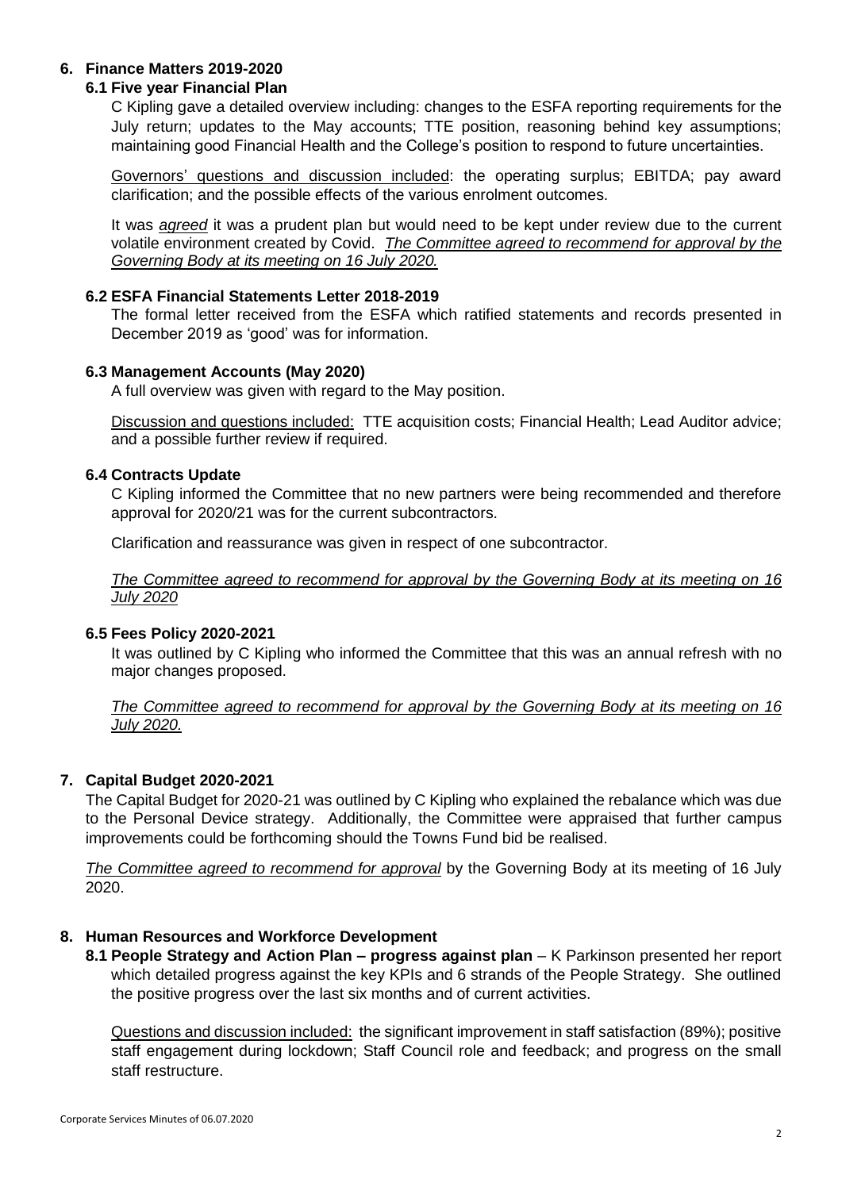## 6. Finance Matters 2019-2020

### 6.1 Five year Financial Plan

C Kipling gave a detailed overview including: changes to the ESFA reporting requirements for the July return; updates to the May accounts; TTE position, reasoning behind key assumptions; maintaining good Financial Health and the College's position to respond to future uncertainties.

Governors' questions and discussion included: the operating surplus; EBITDA; pay award clarification; and the possible effects of the various enrolment outcomes.

It was *agreed* it was a prudent plan but would need to be kept under review due to the current volatile environment created by Covid. *The Committee agreed to recommend for approval by the Governing Body at its meeting on 16 July 2020.*

### 6.2 ESFA Financial Statements Letter 2018-2019

The formal letter received from the ESFA which ratified statements and records presented in December 2019 as 'good' was for information.

### 6.3 Management Accounts (May 2020)

A full overview was given with regard to the May position.

Discussion and questions included: TTE acquisition costs; Financial Health; Lead Auditor advice; and a possible further review if required.

### 6.4 Contracts Update

C Kipling informed the Committee that no new partners were being recommended and therefore approval for 2020/21 was for the current subcontractors.

Clarification and reassurance was given in respect of one subcontractor.

*The Committee agreed to recommend for approval by the Governing Body at its meeting on 16 July 2020*

### 6.5 Fees Policy 2020-2021

It was outlined by C Kipling who informed the Committee that this was an annual refresh with no major changes proposed.

*The Committee agreed to recommend for approval by the Governing Body at its meeting on 16 July 2020.*

## 7. Capital Budget 2020-2021

The Capital Budget for 2020-21 was outlined by C Kipling who explained the rebalance which was due to the Personal Device strategy. Additionally, the Committee were appraised that further campus improvements could be forthcoming should the Towns Fund bid be realised.

*The Committee agreed to recommend for approval* by the Governing Body at its meeting of 16 July 2020.

## 8. Human Resources and Workforce Development

**8.1 People Strategy and Action Plan – progress against plan** – K Parkinson presented her report which detailed progress against the key KPIs and 6 strands of the People Strategy. She outlined the positive progress over the last six months and of current activities.

Questions and discussion included: the significant improvement in staff satisfaction (89%); positive staff engagement during lockdown; Staff Council role and feedback; and progress on the small staff restructure.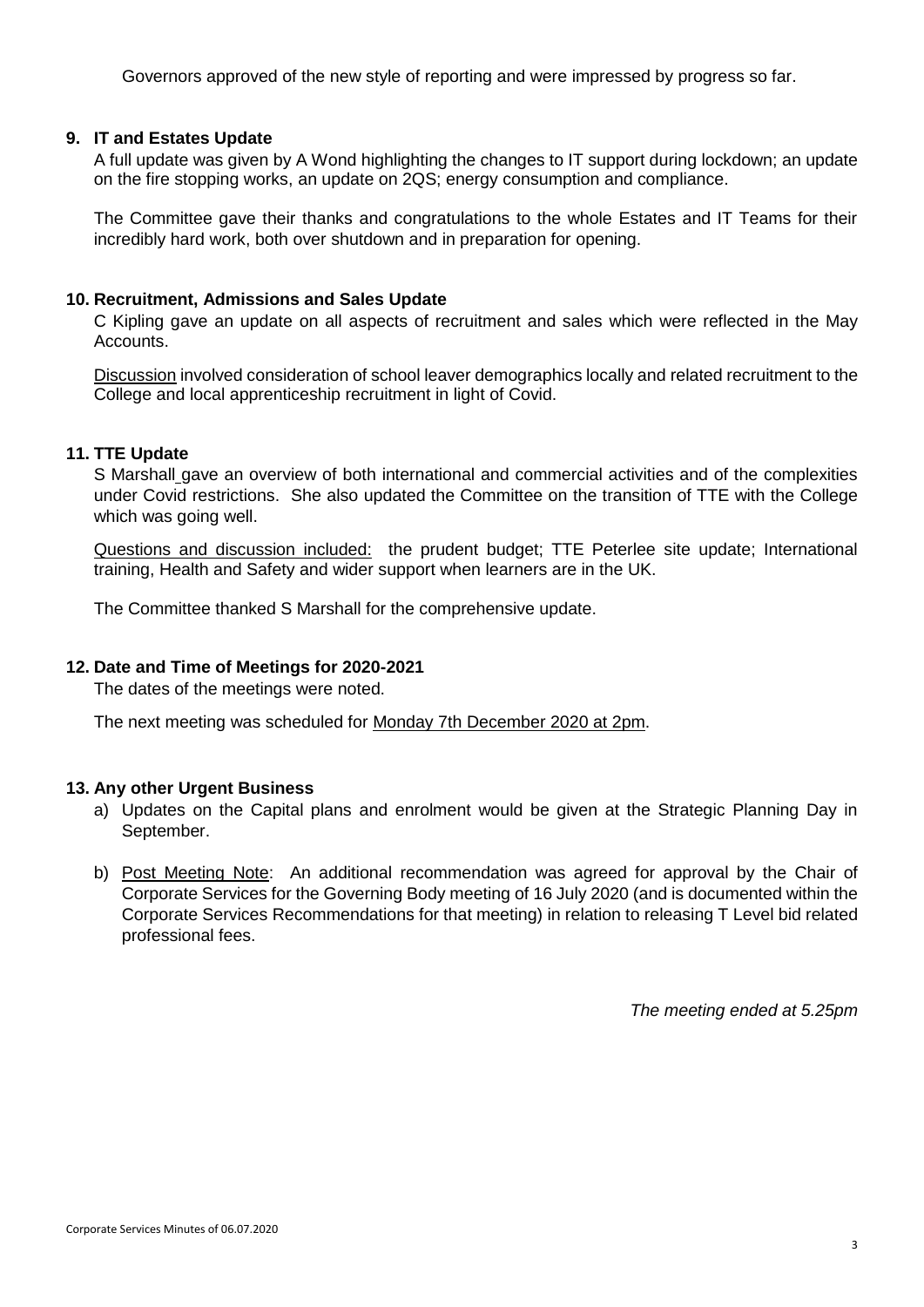Governors approved of the new style of reporting and were impressed by progress so far.

## 9. IT and Estates Update

A full update was given by A Wond highlighting the changes to IT support during lockdown; an update on the fire stopping works, an update on 2QS; energy consumption and compliance.

The Committee gave their thanks and congratulations to the whole Estates and IT Teams for their incredibly hard work, both over shutdown and in preparation for opening.

## 10. Recruitment, Admissions and Sales Update

C Kipling gave an update on all aspects of recruitment and sales which were reflected in the May Accounts.

Discussion involved consideration of school leaver demographics locally and related recruitment to the College and local apprenticeship recruitment in light of Covid.

## 11. TTE Update

S Marshall gave an overview of both international and commercial activities and of the complexities under Covid restrictions. She also updated the Committee on the transition of TTE with the College which was going well.

Questions and discussion included: the prudent budget; TTE Peterlee site update; International training, Health and Safety and wider support when learners are in the UK.

The Committee thanked S Marshall for the comprehensive update.

## 12. Date and Time of Meetings for 2020-2021

The dates of the meetings were noted.

The next meeting was scheduled for Monday 7th December 2020 at 2pm.

## 13. Any other Urgent Business

a) Updates on the Capital plans and enrolment would be given at the Strategic Planning Day in September.

b) Post Meeting Note: An additional recommendation was agreed for approval by the Chair of Corporate Services for the Governing Body meeting of 16 July 2020 (and is documented within the Corporate Services Recommendations for that meeting) in relation to releasing T Level bid related professional fees.

*The meeting ended at 5.25pm*